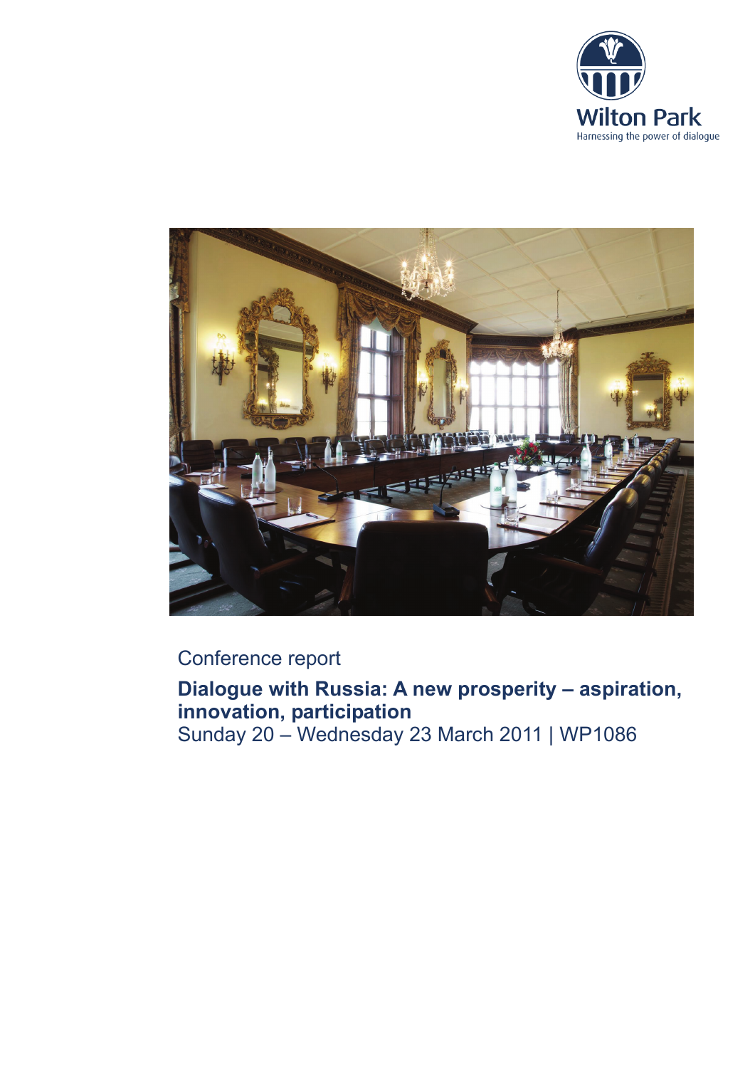Wilton Park

Harnessing the power of dialogue

Conference report

# Dialogue with Russia: A new prosperity – aspiration, innovation, participation

Sunday 20 – Wednesday 23 March 2011 | WP1086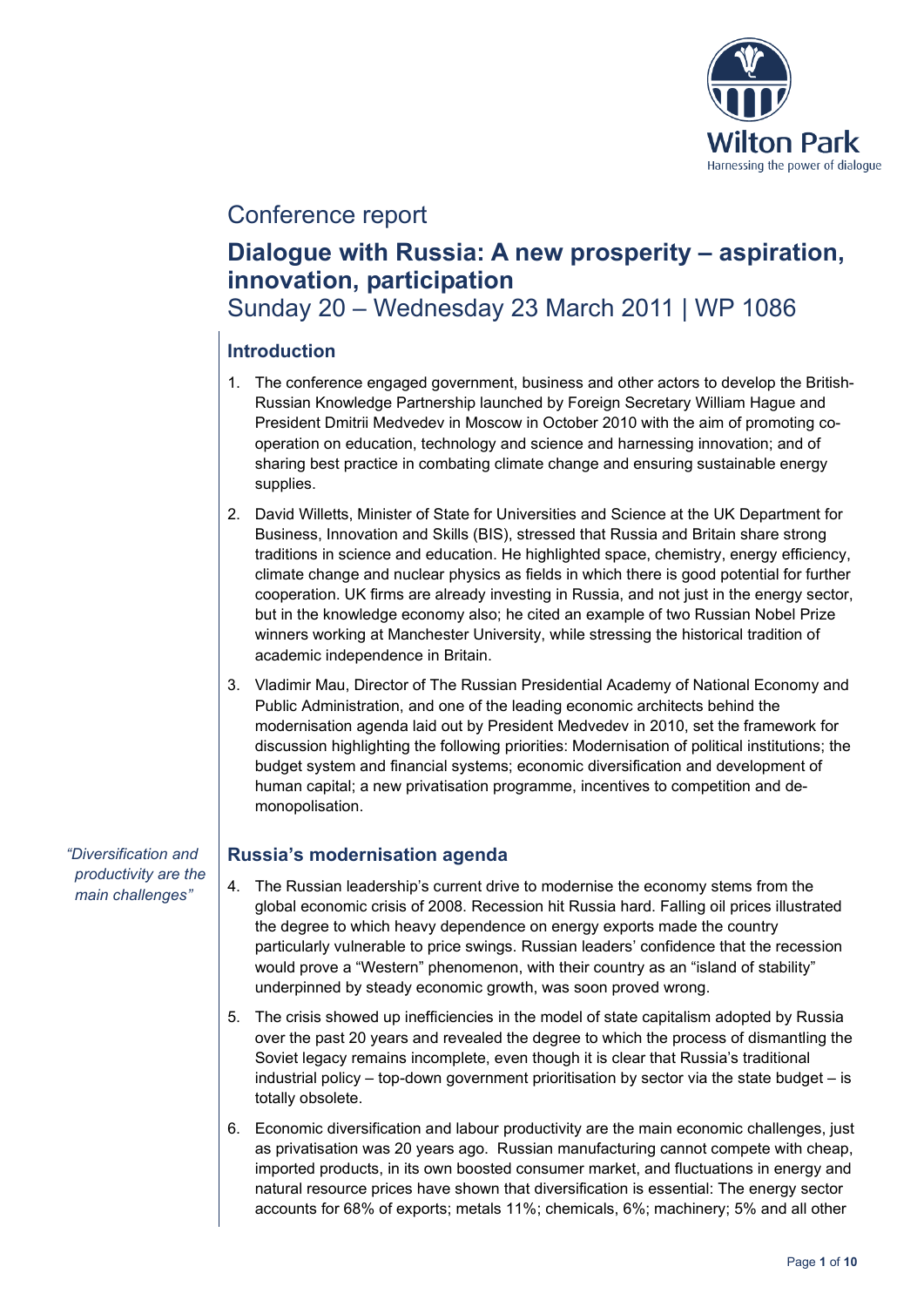# Conference report

## Dialogue with Russia: A new prosperity – aspiration, innovation, participation

Sunday 20 – Wednesday 23 March 2011 | WP 1086

### Introduction

1. The conference engaged government, business and other actors to develop the British-Russian Knowledge Partnership launched by Foreign Secretary William Hague and President Dmitrii Medvedev in Moscow in October 2010 with the aim of promoting co-operation on education, technology and science and harnessing innovation; and of sharing best practice in combating climate change and ensuring sustainable energy supplies.

2. David Willetts, Minister of State for Universities and Science at the UK Department for Business, Innovation and Skills (BIS), stressed that Russia and Britain share strong traditions in science and education. He highlighted space, chemistry, energy efficiency, climate change and nuclear physics as fields in which there is good potential for further cooperation. UK firms are already investing in Russia, and not just in the energy sector, but in the knowledge economy also; he cited an example of two Russian Nobel Prize winners working at Manchester University, while stressing the historical tradition of academic independence in Britain.

3. Vladimir Mau, Director of The Russian Presidential Academy of National Economy and Public Administration, and one of the leading economic architects behind the modernisation agenda laid out by President Medvedev in 2010, set the framework for discussion highlighting the following priorities: Modernisation of political institutions; the budget system and financial systems; economic diversification and development of human capital; a new privatisation programme, incentives to competition and de-monopolisation.

*"Diversification and productivity are the main challenges"*

### Russia's modernisation agenda

4. The Russian leadership's current drive to modernise the economy stems from the global economic crisis of 2008. Recession hit Russia hard. Falling oil prices illustrated the degree to which heavy dependence on energy exports made the country particularly vulnerable to price swings. Russian leaders' confidence that the recession would prove a "Western" phenomenon, with their country as an "island of stability" underpinned by steady economic growth, was soon proved wrong.

5. The crisis showed up inefficiencies in the model of state capitalism adopted by Russia over the past 20 years and revealed the degree to which the process of dismantling the Soviet legacy remains incomplete, even though it is clear that Russia's traditional industrial policy – top-down government prioritisation by sector via the state budget – is totally obsolete.

6. Economic diversification and labour productivity are the main economic challenges, just as privatisation was 20 years ago. Russian manufacturing cannot compete with cheap, imported products, in its own boosted consumer market, and fluctuations in energy and natural resource prices have shown that diversification is essential: The energy sector accounts for 68% of exports; metals 11%; chemicals, 6%; machinery; 5% and all other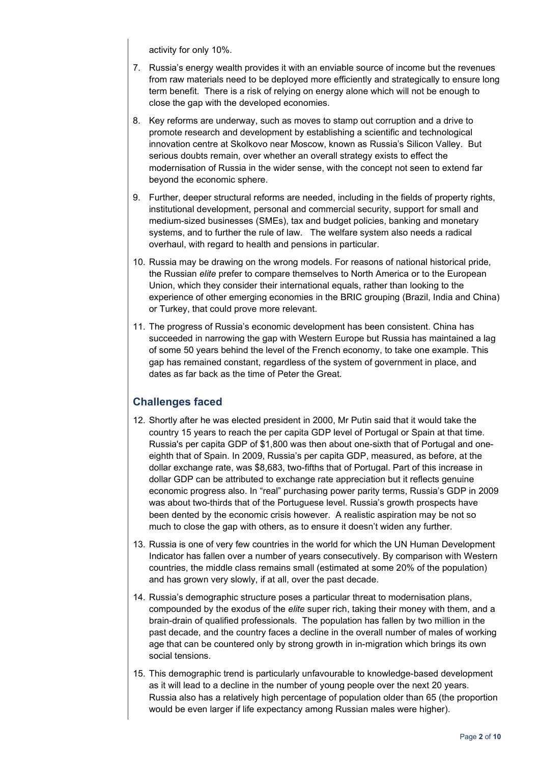activity for only 10%.

7. Russia's energy wealth provides it with an enviable source of income but the revenues from raw materials need to be deployed more efficiently and strategically to ensure long term benefit. There is a risk of relying on energy alone which will not be enough to close the gap with the developed economies.

8. Key reforms are underway, such as moves to stamp out corruption and a drive to promote research and development by establishing a scientific and technological innovation centre at Skolkovo near Moscow, known as Russia's Silicon Valley. But serious doubts remain, over whether an overall strategy exists to effect the modernisation of Russia in the wider sense, with the concept not seen to extend far beyond the economic sphere.

9. Further, deeper structural reforms are needed, including in the fields of property rights, institutional development, personal and commercial security, support for small and medium-sized businesses (SMEs), tax and budget policies, banking and monetary systems, and to further the rule of law. The welfare system also needs a radical overhaul, with regard to health and pensions in particular.

10. Russia may be drawing on the wrong models. For reasons of national historical pride, the Russian *elite* prefer to compare themselves to North America or to the European Union, which they consider their international equals, rather than looking to the experience of other emerging economies in the BRIC grouping (Brazil, India and China) or Turkey, that could prove more relevant.

11. The progress of Russia's economic development has been consistent. China has succeeded in narrowing the gap with Western Europe but Russia has maintained a lag of some 50 years behind the level of the French economy, to take one example. This gap has remained constant, regardless of the system of government in place, and dates as far back as the time of Peter the Great.

## Challenges faced

12. Shortly after he was elected president in 2000, Mr Putin said that it would take the country 15 years to reach the per capita GDP level of Portugal or Spain at that time. Russia's per capita GDP of $1,800 was then about one-sixth that of Portugal and one-eighth that of Spain. In 2009, Russia's per capita GDP, measured, as before, at the dollar exchange rate, was $8,683, two-fifths that of Portugal. Part of this increase in dollar GDP can be attributed to exchange rate appreciation but it reflects genuine economic progress also. In "real" purchasing power parity terms, Russia's GDP in 2009 was about two-thirds that of the Portuguese level. Russia's growth prospects have been dented by the economic crisis however. A realistic aspiration may be not so much to close the gap with others, as to ensure it doesn't widen any further.

13. Russia is one of very few countries in the world for which the UN Human Development Indicator has fallen over a number of years consecutively. By comparison with Western countries, the middle class remains small (estimated at some 20% of the population) and has grown very slowly, if at all, over the past decade.

14. Russia's demographic structure poses a particular threat to modernisation plans, compounded by the exodus of the *elite* super rich, taking their money with them, and a brain-drain of qualified professionals. The population has fallen by two million in the past decade, and the country faces a decline in the overall number of males of working age that can be countered only by strong growth in in-migration which brings its own social tensions.

15. This demographic trend is particularly unfavourable to knowledge-based development as it will lead to a decline in the number of young people over the next 20 years. Russia also has a relatively high percentage of population older than 65 (the proportion would be even larger if life expectancy among Russian males were higher).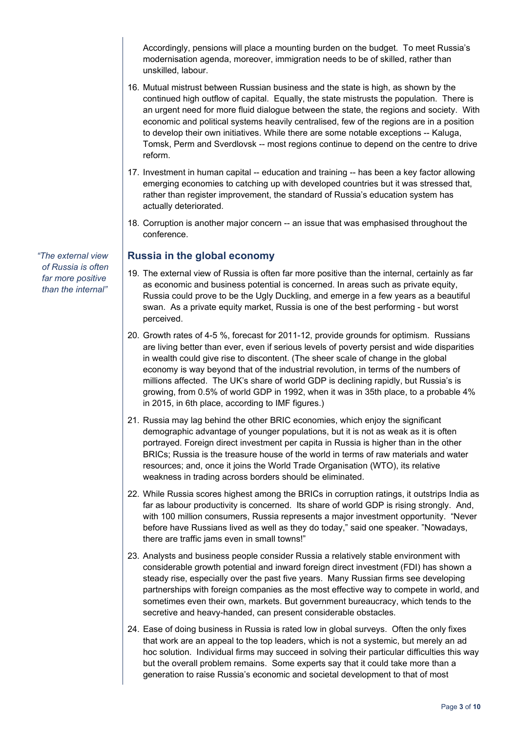Accordingly, pensions will place a mounting burden on the budget. To meet Russia's modernisation agenda, moreover, immigration needs to be of skilled, rather than unskilled, labour.

16. Mutual mistrust between Russian business and the state is high, as shown by the continued high outflow of capital. Equally, the state mistrusts the population. There is an urgent need for more fluid dialogue between the state, the regions and society. With economic and political systems heavily centralised, few of the regions are in a position to develop their own initiatives. While there are some notable exceptions -- Kaluga, Tomsk, Perm and Sverdlovsk -- most regions continue to depend on the centre to drive reform.

17. Investment in human capital -- education and training -- has been a key factor allowing emerging economies to catching up with developed countries but it was stressed that, rather than register improvement, the standard of Russia's education system has actually deteriorated.

18. Corruption is another major concern -- an issue that was emphasised throughout the conference.

## Russia in the global economy

*"The external view of Russia is often far more positive than the internal"*

19. The external view of Russia is often far more positive than the internal, certainly as far as economic and business potential is concerned. In areas such as private equity, Russia could prove to be the Ugly Duckling, and emerge in a few years as a beautiful swan. As a private equity market, Russia is one of the best performing - but worst perceived.

20. Growth rates of 4-5 %, forecast for 2011-12, provide grounds for optimism. Russians are living better than ever, even if serious levels of poverty persist and wide disparities in wealth could give rise to discontent. (The sheer scale of change in the global economy is way beyond that of the industrial revolution, in terms of the numbers of millions affected. The UK's share of world GDP is declining rapidly, but Russia's is growing, from 0.5% of world GDP in 1992, when it was in 35th place, to a probable 4% in 2015, in 6th place, according to IMF figures.)

21. Russia may lag behind the other BRIC economies, which enjoy the significant demographic advantage of younger populations, but it is not as weak as it is often portrayed. Foreign direct investment per capita in Russia is higher than in the other BRICs; Russia is the treasure house of the world in terms of raw materials and water resources; and, once it joins the World Trade Organisation (WTO), its relative weakness in trading across borders should be eliminated.

22. While Russia scores highest among the BRICs in corruption ratings, it outstrips India as far as labour productivity is concerned. Its share of world GDP is rising strongly. And, with 100 million consumers, Russia represents a major investment opportunity. "Never before have Russians lived as well as they do today," said one speaker. "Nowadays, there are traffic jams even in small towns!"

23. Analysts and business people consider Russia a relatively stable environment with considerable growth potential and inward foreign direct investment (FDI) has shown a steady rise, especially over the past five years. Many Russian firms see developing partnerships with foreign companies as the most effective way to compete in world, and sometimes even their own, markets. But government bureaucracy, which tends to the secretive and heavy-handed, can present considerable obstacles.

24. Ease of doing business in Russia is rated low in global surveys. Often the only fixes that work are an appeal to the top leaders, which is not a systemic, but merely an ad hoc solution. Individual firms may succeed in solving their particular difficulties this way but the overall problem remains. Some experts say that it could take more than a generation to raise Russia's economic and societal development to that of most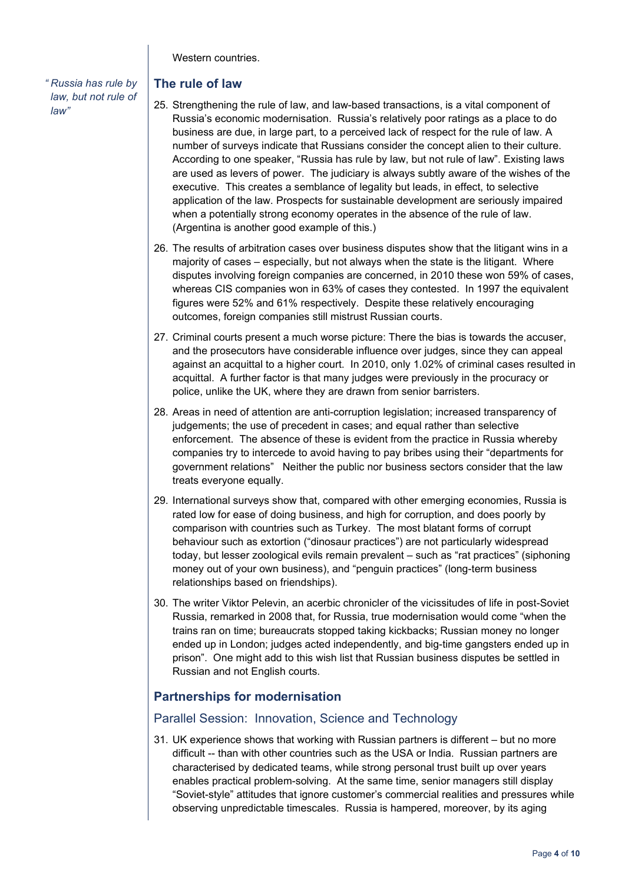Western countries.

## The rule of law

*"Russia has rule by law, but not rule of law"*

25. Strengthening the rule of law, and law-based transactions, is a vital component of Russia's economic modernisation. Russia's relatively poor ratings as a place to do business are due, in large part, to a perceived lack of respect for the rule of law. A number of surveys indicate that Russians consider the concept alien to their culture. According to one speaker, "Russia has rule by law, but not rule of law". Existing laws are used as levers of power. The judiciary is always subtly aware of the wishes of the executive. This creates a semblance of legality but leads, in effect, to selective application of the law. Prospects for sustainable development are seriously impaired when a potentially strong economy operates in the absence of the rule of law. (Argentina is another good example of this.)

26. The results of arbitration cases over business disputes show that the litigant wins in a majority of cases – especially, but not always when the state is the litigant. Where disputes involving foreign companies are concerned, in 2010 these won 59% of cases, whereas CIS companies won in 63% of cases they contested. In 1997 the equivalent figures were 52% and 61% respectively. Despite these relatively encouraging outcomes, foreign companies still mistrust Russian courts.

27. Criminal courts present a much worse picture: There the bias is towards the accuser, and the prosecutors have considerable influence over judges, since they can appeal against an acquittal to a higher court. In 2010, only 1.02% of criminal cases resulted in acquittal. A further factor is that many judges were previously in the procuracy or police, unlike the UK, where they are drawn from senior barristers.

28. Areas in need of attention are anti-corruption legislation; increased transparency of judgements; the use of precedent in cases; and equal rather than selective enforcement. The absence of these is evident from the practice in Russia whereby companies try to intercede to avoid having to pay bribes using their "departments for government relations" Neither the public nor business sectors consider that the law treats everyone equally.

29. International surveys show that, compared with other emerging economies, Russia is rated low for ease of doing business, and high for corruption, and does poorly by comparison with countries such as Turkey. The most blatant forms of corrupt behaviour such as extortion ("dinosaur practices") are not particularly widespread today, but lesser zoological evils remain prevalent – such as "rat practices" (siphoning money out of your own business), and "penguin practices" (long-term business relationships based on friendships).

30. The writer Viktor Pelevin, an acerbic chronicler of the vicissitudes of life in post-Soviet Russia, remarked in 2008 that, for Russia, true modernisation would come "when the trains ran on time; bureaucrats stopped taking kickbacks; Russian money no longer ended up in London; judges acted independently, and big-time gangsters ended up in prison". One might add to this wish list that Russian business disputes be settled in Russian and not English courts.

## Partnerships for modernisation

### Parallel Session: Innovation, Science and Technology

31. UK experience shows that working with Russian partners is different – but no more difficult -- than with other countries such as the USA or India. Russian partners are characterised by dedicated teams, while strong personal trust built up over years enables practical problem-solving. At the same time, senior managers still display "Soviet-style" attitudes that ignore customer's commercial realities and pressures while observing unpredictable timescales. Russia is hampered, moreover, by its aging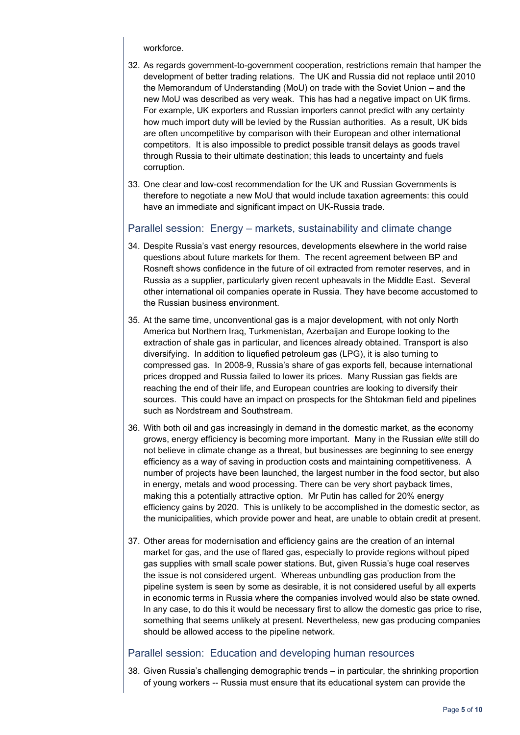workforce.

32. As regards government-to-government cooperation, restrictions remain that hamper the development of better trading relations. The UK and Russia did not replace until 2010 the Memorandum of Understanding (MoU) on trade with the Soviet Union – and the new MoU was described as very weak. This has had a negative impact on UK firms. For example, UK exporters and Russian importers cannot predict with any certainty how much import duty will be levied by the Russian authorities. As a result, UK bids are often uncompetitive by comparison with their European and other international competitors. It is also impossible to predict possible transit delays as goods travel through Russia to their ultimate destination; this leads to uncertainty and fuels corruption.

33. One clear and low-cost recommendation for the UK and Russian Governments is therefore to negotiate a new MoU that would include taxation agreements: this could have an immediate and significant impact on UK-Russia trade.

## Parallel session: Energy – markets, sustainability and climate change

34. Despite Russia's vast energy resources, developments elsewhere in the world raise questions about future markets for them. The recent agreement between BP and Rosneft shows confidence in the future of oil extracted from remoter reserves, and in Russia as a supplier, particularly given recent upheavals in the Middle East. Several other international oil companies operate in Russia. They have become accustomed to the Russian business environment.

35. At the same time, unconventional gas is a major development, with not only North America but Northern Iraq, Turkmenistan, Azerbaijan and Europe looking to the extraction of shale gas in particular, and licences already obtained. Transport is also diversifying. In addition to liquefied petroleum gas (LPG), it is also turning to compressed gas. In 2008-9, Russia's share of gas exports fell, because international prices dropped and Russia failed to lower its prices. Many Russian gas fields are reaching the end of their life, and European countries are looking to diversify their sources. This could have an impact on prospects for the Shtokman field and pipelines such as Nordstream and Southstream.

36. With both oil and gas increasingly in demand in the domestic market, as the economy grows, energy efficiency is becoming more important. Many in the Russian *elite* still do not believe in climate change as a threat, but businesses are beginning to see energy efficiency as a way of saving in production costs and maintaining competitiveness. A number of projects have been launched, the largest number in the food sector, but also in energy, metals and wood processing. There can be very short payback times, making this a potentially attractive option. Mr Putin has called for 20% energy efficiency gains by 2020. This is unlikely to be accomplished in the domestic sector, as the municipalities, which provide power and heat, are unable to obtain credit at present.

37. Other areas for modernisation and efficiency gains are the creation of an internal market for gas, and the use of flared gas, especially to provide regions without piped gas supplies with small scale power stations. But, given Russia's huge coal reserves the issue is not considered urgent. Whereas unbundling gas production from the pipeline system is seen by some as desirable, it is not considered useful by all experts in economic terms in Russia where the companies involved would also be state owned. In any case, to do this it would be necessary first to allow the domestic gas price to rise, something that seems unlikely at present. Nevertheless, new gas producing companies should be allowed access to the pipeline network.

## Parallel session: Education and developing human resources

38. Given Russia's challenging demographic trends – in particular, the shrinking proportion of young workers -- Russia must ensure that its educational system can provide the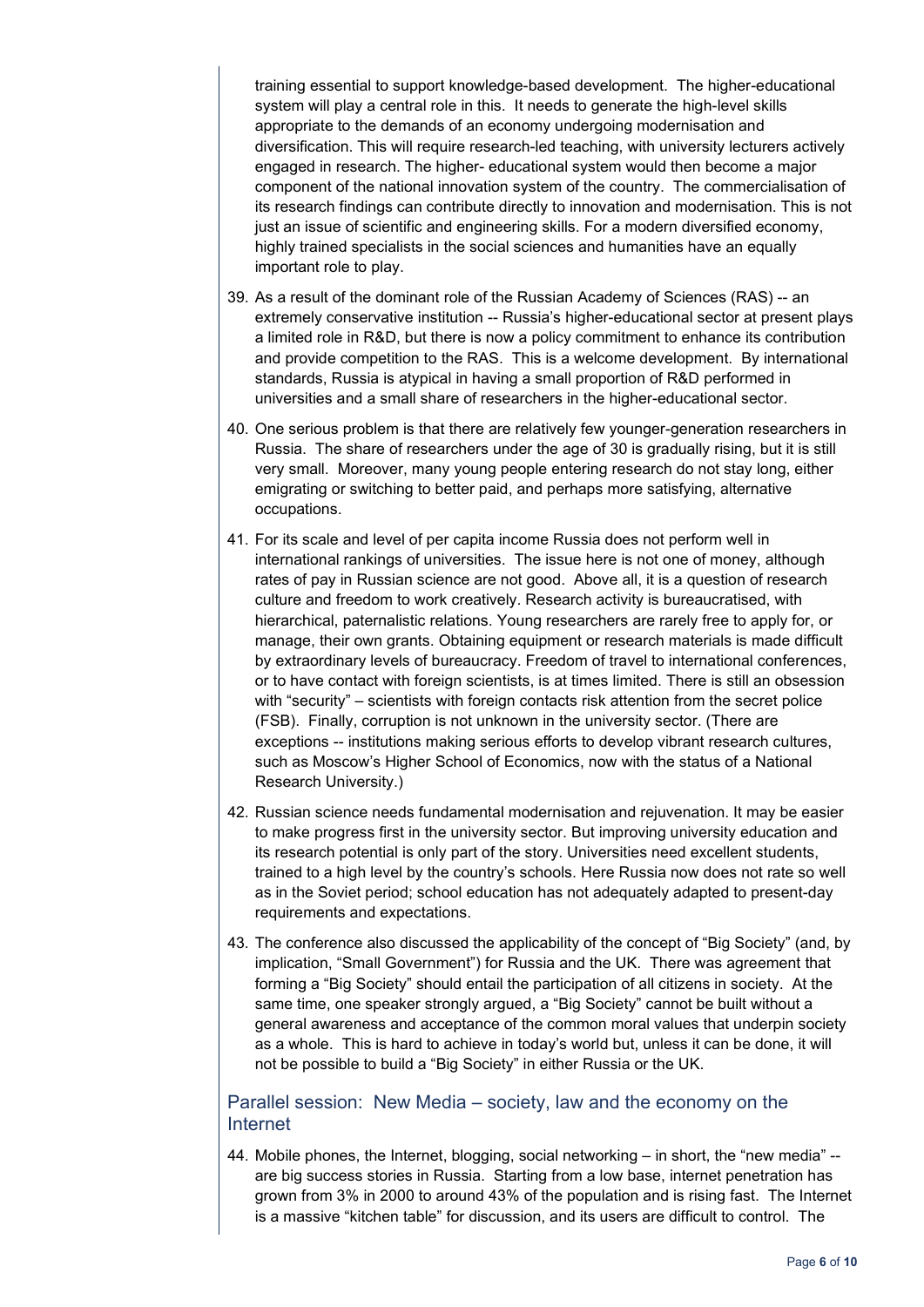training essential to support knowledge-based development. The higher-educational system will play a central role in this. It needs to generate the high-level skills appropriate to the demands of an economy undergoing modernisation and diversification. This will require research-led teaching, with university lecturers actively engaged in research. The higher- educational system would then become a major component of the national innovation system of the country. The commercialisation of its research findings can contribute directly to innovation and modernisation. This is not just an issue of scientific and engineering skills. For a modern diversified economy, highly trained specialists in the social sciences and humanities have an equally important role to play.

39. As a result of the dominant role of the Russian Academy of Sciences (RAS) -- an extremely conservative institution -- Russia's higher-educational sector at present plays a limited role in R&D, but there is now a policy commitment to enhance its contribution and provide competition to the RAS. This is a welcome development. By international standards, Russia is atypical in having a small proportion of R&D performed in universities and a small share of researchers in the higher-educational sector.

40. One serious problem is that there are relatively few younger-generation researchers in Russia. The share of researchers under the age of 30 is gradually rising, but it is still very small. Moreover, many young people entering research do not stay long, either emigrating or switching to better paid, and perhaps more satisfying, alternative occupations.

41. For its scale and level of per capita income Russia does not perform well in international rankings of universities. The issue here is not one of money, although rates of pay in Russian science are not good. Above all, it is a question of research culture and freedom to work creatively. Research activity is bureaucratised, with hierarchical, paternalistic relations. Young researchers are rarely free to apply for, or manage, their own grants. Obtaining equipment or research materials is made difficult by extraordinary levels of bureaucracy. Freedom of travel to international conferences, or to have contact with foreign scientists, is at times limited. There is still an obsession with "security" – scientists with foreign contacts risk attention from the secret police (FSB). Finally, corruption is not unknown in the university sector. (There are exceptions -- institutions making serious efforts to develop vibrant research cultures, such as Moscow's Higher School of Economics, now with the status of a National Research University.)

42. Russian science needs fundamental modernisation and rejuvenation. It may be easier to make progress first in the university sector. But improving university education and its research potential is only part of the story. Universities need excellent students, trained to a high level by the country's schools. Here Russia now does not rate so well as in the Soviet period; school education has not adequately adapted to present-day requirements and expectations.

43. The conference also discussed the applicability of the concept of "Big Society" (and, by implication, "Small Government") for Russia and the UK. There was agreement that forming a "Big Society" should entail the participation of all citizens in society. At the same time, one speaker strongly argued, a "Big Society" cannot be built without a general awareness and acceptance of the common moral values that underpin society as a whole. This is hard to achieve in today's world but, unless it can be done, it will not be possible to build a "Big Society" in either Russia or the UK.

## Parallel session: New Media – society, law and the economy on the Internet

44. Mobile phones, the Internet, blogging, social networking – in short, the "new media" -- are big success stories in Russia. Starting from a low base, internet penetration has grown from 3% in 2000 to around 43% of the population and is rising fast. The Internet is a massive "kitchen table" for discussion, and its users are difficult to control. The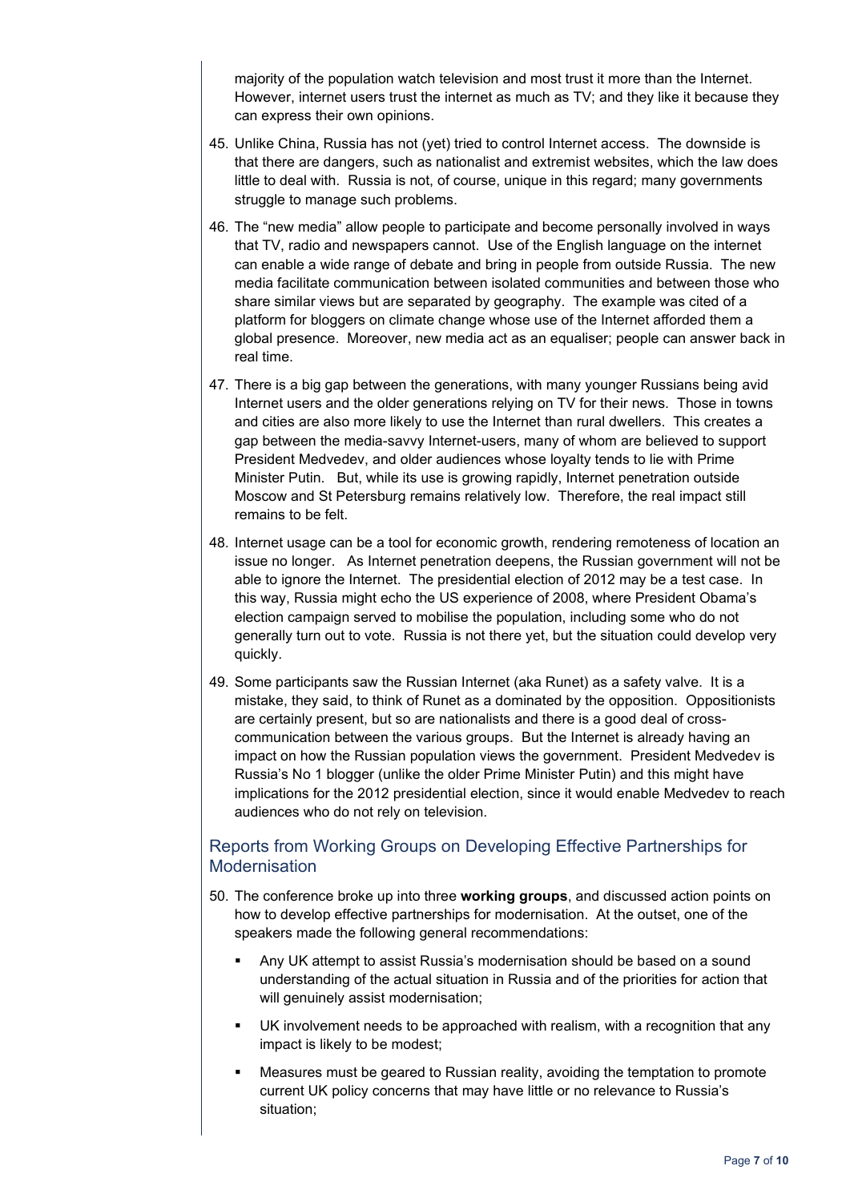majority of the population watch television and most trust it more than the Internet. However, internet users trust the internet as much as TV; and they like it because they can express their own opinions.

45. Unlike China, Russia has not (yet) tried to control Internet access. The downside is that there are dangers, such as nationalist and extremist websites, which the law does little to deal with. Russia is not, of course, unique in this regard; many governments struggle to manage such problems.

46. The "new media" allow people to participate and become personally involved in ways that TV, radio and newspapers cannot. Use of the English language on the internet can enable a wide range of debate and bring in people from outside Russia. The new media facilitate communication between isolated communities and between those who share similar views but are separated by geography. The example was cited of a platform for bloggers on climate change whose use of the Internet afforded them a global presence. Moreover, new media act as an equaliser; people can answer back in real time.

47. There is a big gap between the generations, with many younger Russians being avid Internet users and the older generations relying on TV for their news. Those in towns and cities are also more likely to use the Internet than rural dwellers. This creates a gap between the media-savvy Internet-users, many of whom are believed to support President Medvedev, and older audiences whose loyalty tends to lie with Prime Minister Putin. But, while its use is growing rapidly, Internet penetration outside Moscow and St Petersburg remains relatively low. Therefore, the real impact still remains to be felt.

48. Internet usage can be a tool for economic growth, rendering remoteness of location an issue no longer. As Internet penetration deepens, the Russian government will not be able to ignore the Internet. The presidential election of 2012 may be a test case. In this way, Russia might echo the US experience of 2008, where President Obama's election campaign served to mobilise the population, including some who do not generally turn out to vote. Russia is not there yet, but the situation could develop very quickly.

49. Some participants saw the Russian Internet (aka Runet) as a safety valve. It is a mistake, they said, to think of Runet as a dominated by the opposition. Oppositionists are certainly present, but so are nationalists and there is a good deal of cross-communication between the various groups. But the Internet is already having an impact on how the Russian population views the government. President Medvedev is Russia's No 1 blogger (unlike the older Prime Minister Putin) and this might have implications for the 2012 presidential election, since it would enable Medvedev to reach audiences who do not rely on television.

## Reports from Working Groups on Developing Effective Partnerships for Modernisation

50. The conference broke up into three **working groups**, and discussed action points on how to develop effective partnerships for modernisation. At the outset, one of the speakers made the following general recommendations:

    - Any UK attempt to assist Russia's modernisation should be based on a sound understanding of the actual situation in Russia and of the priorities for action that will genuinely assist modernisation;
    - UK involvement needs to be approached with realism, with a recognition that any impact is likely to be modest;
    - Measures must be geared to Russian reality, avoiding the temptation to promote current UK policy concerns that may have little or no relevance to Russia's situation;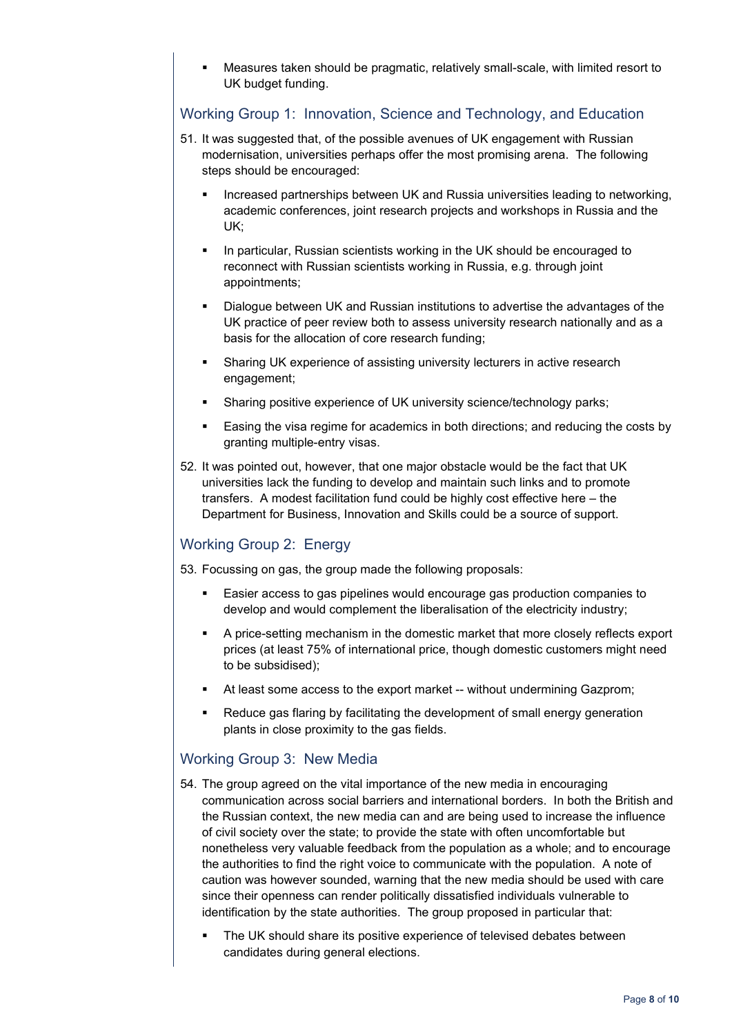- Measures taken should be pragmatic, relatively small-scale, with limited resort to UK budget funding.

## Working Group 1: Innovation, Science and Technology, and Education

51. It was suggested that, of the possible avenues of UK engagement with Russian modernisation, universities perhaps offer the most promising arena. The following steps should be encouraged:

    - Increased partnerships between UK and Russia universities leading to networking, academic conferences, joint research projects and workshops in Russia and the UK;
    - In particular, Russian scientists working in the UK should be encouraged to reconnect with Russian scientists working in Russia, e.g. through joint appointments;
    - Dialogue between UK and Russian institutions to advertise the advantages of the UK practice of peer review both to assess university research nationally and as a basis for the allocation of core research funding;
    - Sharing UK experience of assisting university lecturers in active research engagement;
    - Sharing positive experience of UK university science/technology parks;
    - Easing the visa regime for academics in both directions; and reducing the costs by granting multiple-entry visas.

52. It was pointed out, however, that one major obstacle would be the fact that UK universities lack the funding to develop and maintain such links and to promote transfers. A modest facilitation fund could be highly cost effective here – the Department for Business, Innovation and Skills could be a source of support.

## Working Group 2: Energy

53. Focussing on gas, the group made the following proposals:

    - Easier access to gas pipelines would encourage gas production companies to develop and would complement the liberalisation of the electricity industry;
    - A price-setting mechanism in the domestic market that more closely reflects export prices (at least 75% of international price, though domestic customers might need to be subsidised);
    - At least some access to the export market -- without undermining Gazprom;
    - Reduce gas flaring by facilitating the development of small energy generation plants in close proximity to the gas fields.

## Working Group 3: New Media

54. The group agreed on the vital importance of the new media in encouraging communication across social barriers and international borders. In both the British and the Russian context, the new media can and are being used to increase the influence of civil society over the state; to provide the state with often uncomfortable but nonetheless very valuable feedback from the population as a whole; and to encourage the authorities to find the right voice to communicate with the population. A note of caution was however sounded, warning that the new media should be used with care since their openness can render politically dissatisfied individuals vulnerable to identification by the state authorities. The group proposed in particular that:

    - The UK should share its positive experience of televised debates between candidates during general elections.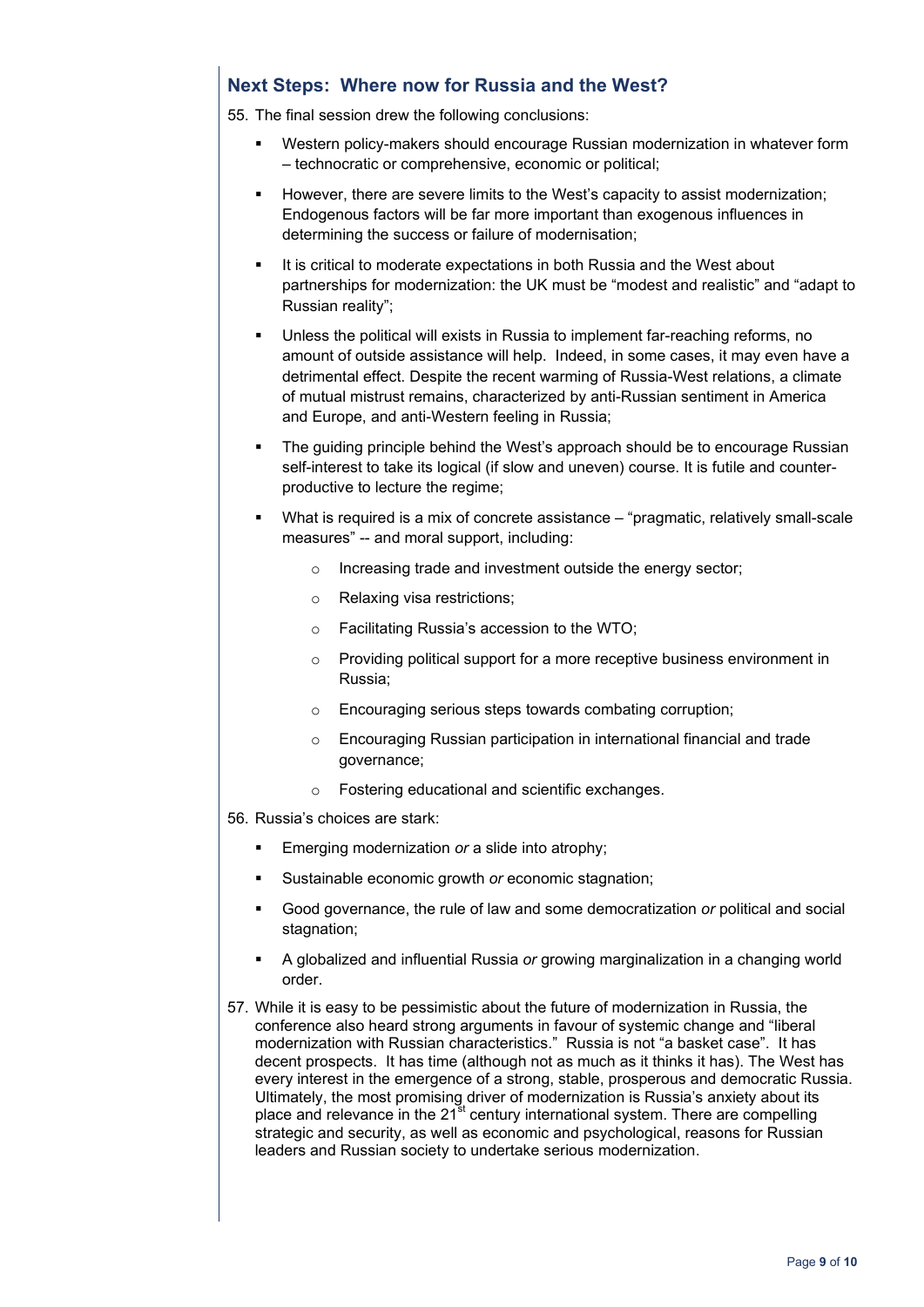## Next Steps: Where now for Russia and the West?

55. The final session drew the following conclusions:

- Western policy-makers should encourage Russian modernization in whatever form – technocratic or comprehensive, economic or political;
- However, there are severe limits to the West's capacity to assist modernization; Endogenous factors will be far more important than exogenous influences in determining the success or failure of modernisation;
- It is critical to moderate expectations in both Russia and the West about partnerships for modernization: the UK must be "modest and realistic" and "adapt to Russian reality";
- Unless the political will exists in Russia to implement far-reaching reforms, no amount of outside assistance will help. Indeed, in some cases, it may even have a detrimental effect. Despite the recent warming of Russia-West relations, a climate of mutual mistrust remains, characterized by anti-Russian sentiment in America and Europe, and anti-Western feeling in Russia;
- The guiding principle behind the West's approach should be to encourage Russian self-interest to take its logical (if slow and uneven) course. It is futile and counter-productive to lecture the regime;
- What is required is a mix of concrete assistance – "pragmatic, relatively small-scale measures" -- and moral support, including:
  - Increasing trade and investment outside the energy sector;
  - Relaxing visa restrictions;
  - Facilitating Russia's accession to the WTO;
  - Providing political support for a more receptive business environment in Russia;
  - Encouraging serious steps towards combating corruption;
  - Encouraging Russian participation in international financial and trade governance;
  - Fostering educational and scientific exchanges.

56. Russia's choices are stark:

- Emerging modernization *or* a slide into atrophy;
- Sustainable economic growth *or* economic stagnation;
- Good governance, the rule of law and some democratization *or* political and social stagnation;
- A globalized and influential Russia *or* growing marginalization in a changing world order.

57. While it is easy to be pessimistic about the future of modernization in Russia, the conference also heard strong arguments in favour of systemic change and "liberal modernization with Russian characteristics." Russia is not "a basket case". It has decent prospects. It has time (although not as much as it thinks it has). The West has every interest in the emergence of a strong, stable, prosperous and democratic Russia. Ultimately, the most promising driver of modernization is Russia's anxiety about its place and relevance in the 21st century international system. There are compelling strategic and security, as well as economic and psychological, reasons for Russian leaders and Russian society to undertake serious modernization.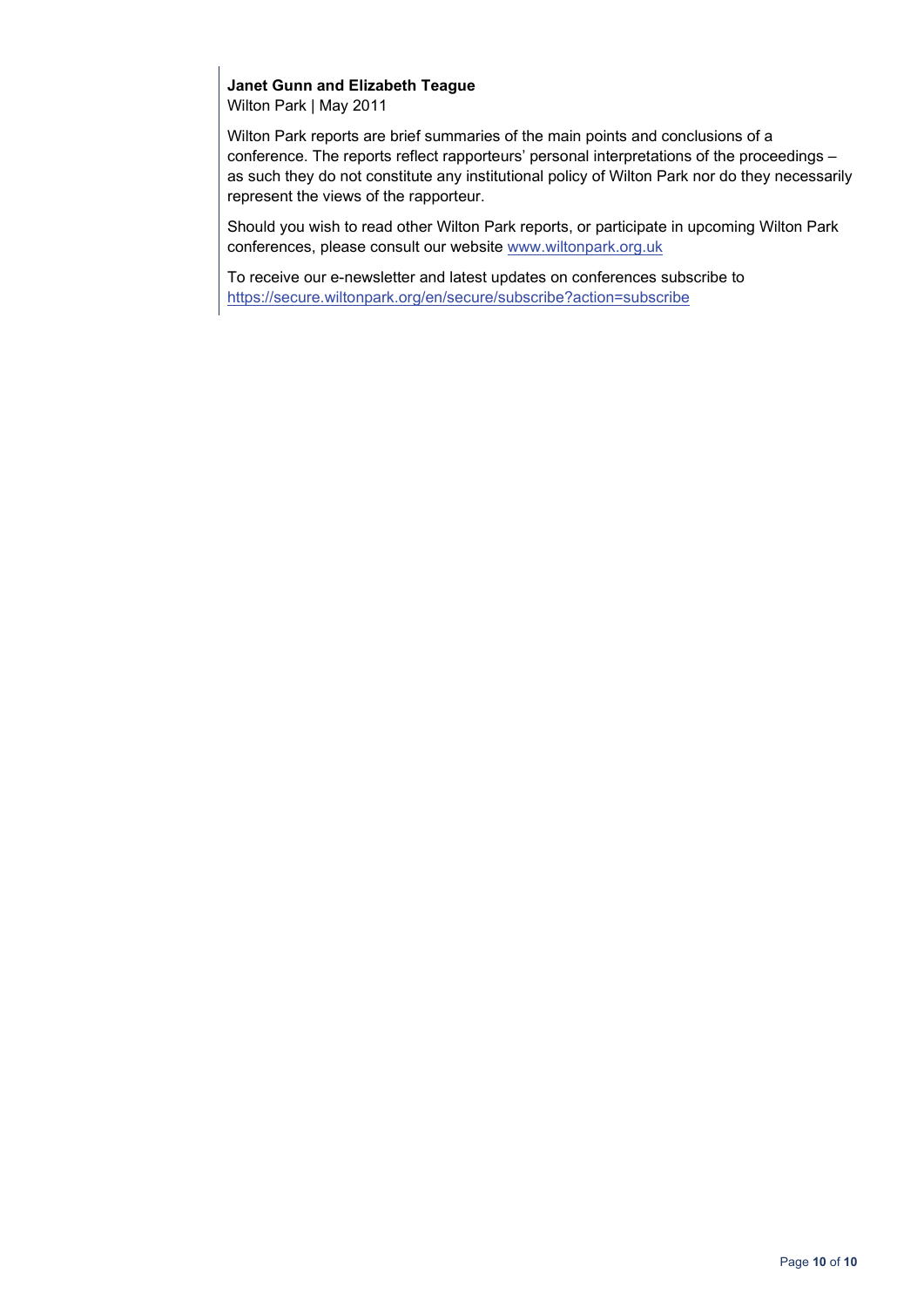**Janet Gunn and Elizabeth Teague**
Wilton Park | May 2011

Wilton Park reports are brief summaries of the main points and conclusions of a conference. The reports reflect rapporteurs' personal interpretations of the proceedings – as such they do not constitute any institutional policy of Wilton Park nor do they necessarily represent the views of the rapporteur.

Should you wish to read other Wilton Park reports, or participate in upcoming Wilton Park conferences, please consult our website www.wiltonpark.org.uk

To receive our e-newsletter and latest updates on conferences subscribe to https://secure.wiltonpark.org/en/secure/subscribe?action=subscribe